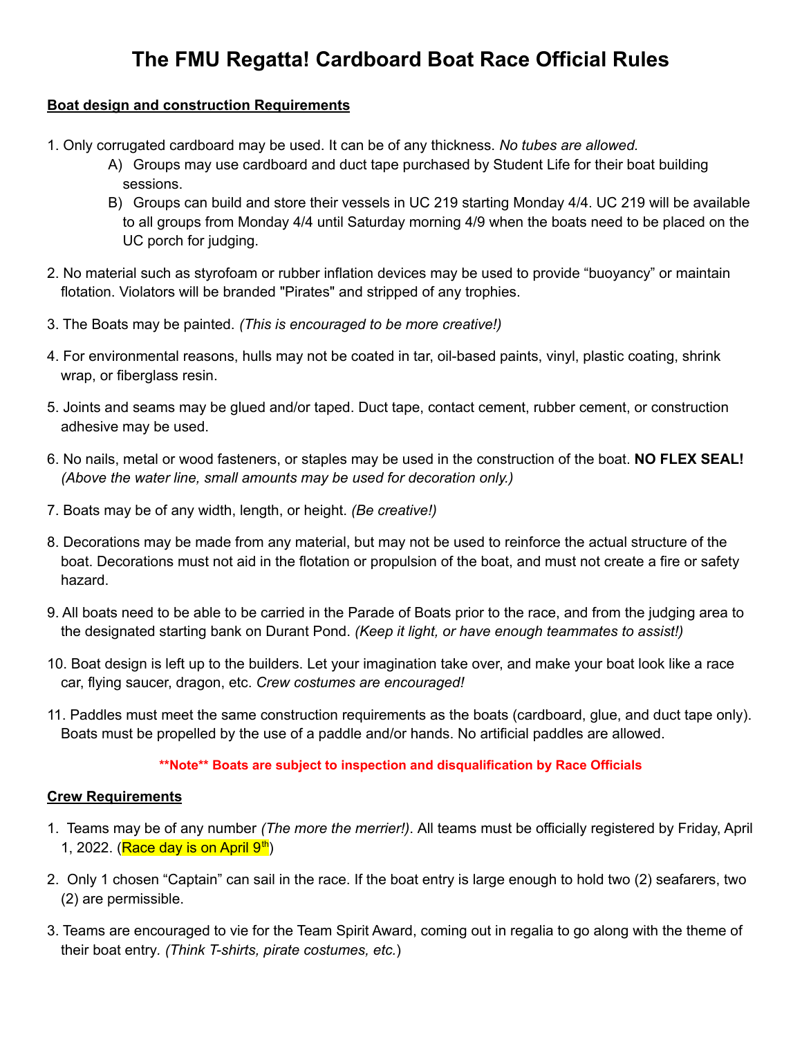# The FMU Regatta! Cardboard Boat Race Official Rules

## Boat design and construction Requirements

1. Only corrugated cardboard may be used. It can be of any thickness. *No tubes are allowed.*
   A) Groups may use cardboard and duct tape purchased by Student Life for their boat building sessions.
   B) Groups can build and store their vessels in UC 219 starting Monday 4/4. UC 219 will be available to all groups from Monday 4/4 until Saturday morning 4/9 when the boats need to be placed on the UC porch for judging.

2. No material such as styrofoam or rubber inflation devices may be used to provide "buoyancy" or maintain flotation. Violators will be branded "Pirates" and stripped of any trophies.

3. The Boats may be painted. *(This is encouraged to be more creative!)*

4. For environmental reasons, hulls may not be coated in tar, oil-based paints, vinyl, plastic coating, shrink wrap, or fiberglass resin.

5. Joints and seams may be glued and/or taped. Duct tape, contact cement, rubber cement, or construction adhesive may be used.

6. No nails, metal or wood fasteners, or staples may be used in the construction of the boat. **NO FLEX SEAL!** *(Above the water line, small amounts may be used for decoration only.)*

7. Boats may be of any width, length, or height. *(Be creative!)*

8. Decorations may be made from any material, but may not be used to reinforce the actual structure of the boat. Decorations must not aid in the flotation or propulsion of the boat, and must not create a fire or safety hazard.

9. All boats need to be able to be carried in the Parade of Boats prior to the race, and from the judging area to the designated starting bank on Durant Pond. *(Keep it light, or have enough teammates to assist!)*

10. Boat design is left up to the builders. Let your imagination take over, and make your boat look like a race car, flying saucer, dragon, etc. *Crew costumes are encouraged!*

11. Paddles must meet the same construction requirements as the boats (cardboard, glue, and duct tape only). Boats must be propelled by the use of a paddle and/or hands. No artificial paddles are allowed.

**\*\*Note\*\* Boats are subject to inspection and disqualification by Race Officials**

## Crew Requirements

1. Teams may be of any number *(The more the merrier!)*. All teams must be officially registered by Friday, April 1, 2022. (Race day is on April 9th)

2. Only 1 chosen "Captain" can sail in the race. If the boat entry is large enough to hold two (2) seafarers, two (2) are permissible.

3. Teams are encouraged to vie for the Team Spirit Award, coming out in regalia to go along with the theme of their boat entry. *(Think T-shirts, pirate costumes, etc.)*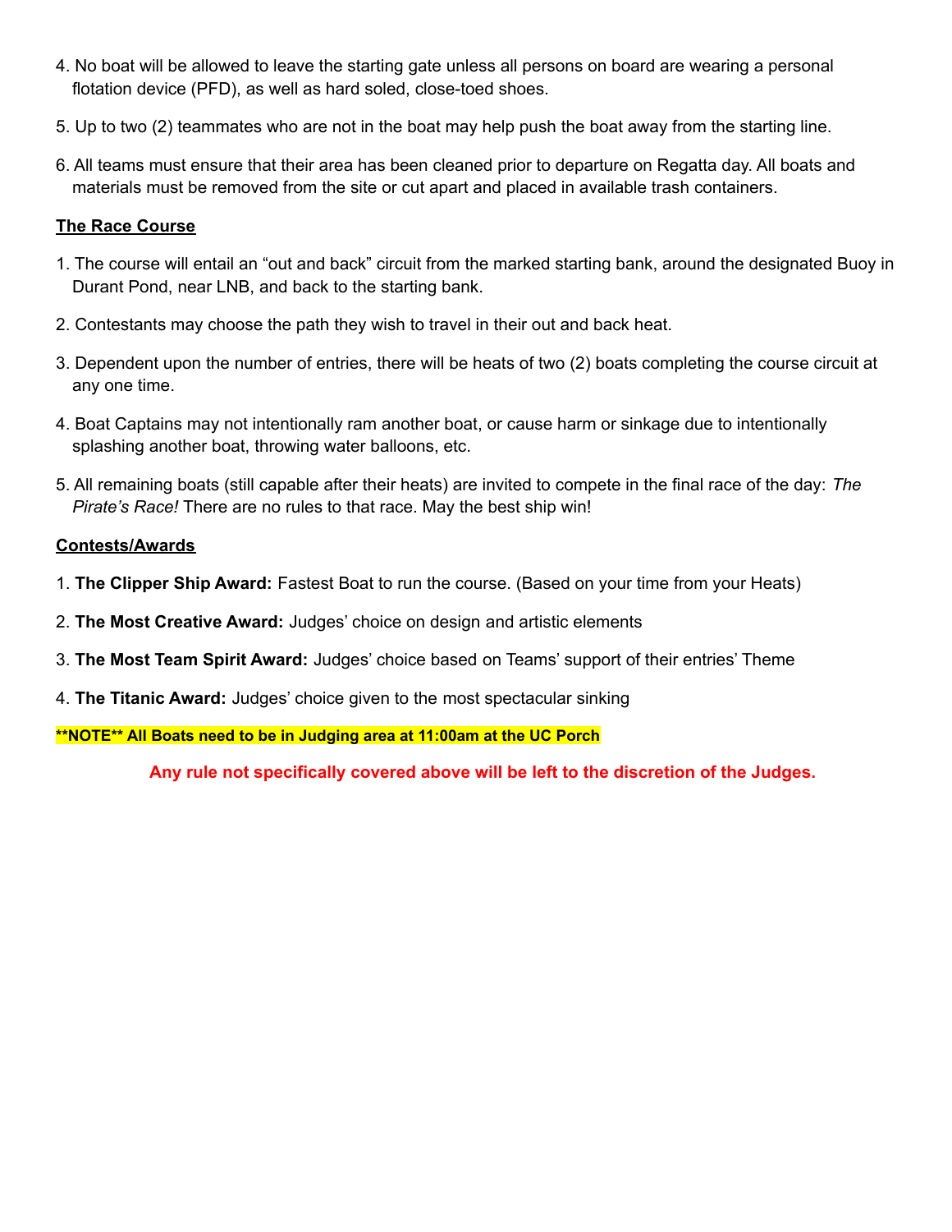4. No boat will be allowed to leave the starting gate unless all persons on board are wearing a personal flotation device (PFD), as well as hard soled, close-toed shoes.

5. Up to two (2) teammates who are not in the boat may help push the boat away from the starting line.

6. All teams must ensure that their area has been cleaned prior to departure on Regatta day. All boats and materials must be removed from the site or cut apart and placed in available trash containers.

**The Race Course**

1. The course will entail an "out and back" circuit from the marked starting bank, around the designated Buoy in Durant Pond, near LNB, and back to the starting bank.

2. Contestants may choose the path they wish to travel in their out and back heat.

3. Dependent upon the number of entries, there will be heats of two (2) boats completing the course circuit at any one time.

4. Boat Captains may not intentionally ram another boat, or cause harm or sinkage due to intentionally splashing another boat, throwing water balloons, etc.

5. All remaining boats (still capable after their heats) are invited to compete in the final race of the day: *The Pirate's Race!* There are no rules to that race. May the best ship win!

**Contests/Awards**

1. **The Clipper Ship Award:** Fastest Boat to run the course. (Based on your time from your Heats)

2. **The Most Creative Award:** Judges' choice on design and artistic elements

3. **The Most Team Spirit Award:** Judges' choice based on Teams' support of their entries' Theme

4. **The Titanic Award:** Judges' choice given to the most spectacular sinking

**\*\*NOTE\*\* All Boats need to be in Judging area at 11:00am at the UC Porch**

**Any rule not specifically covered above will be left to the discretion of the Judges.**